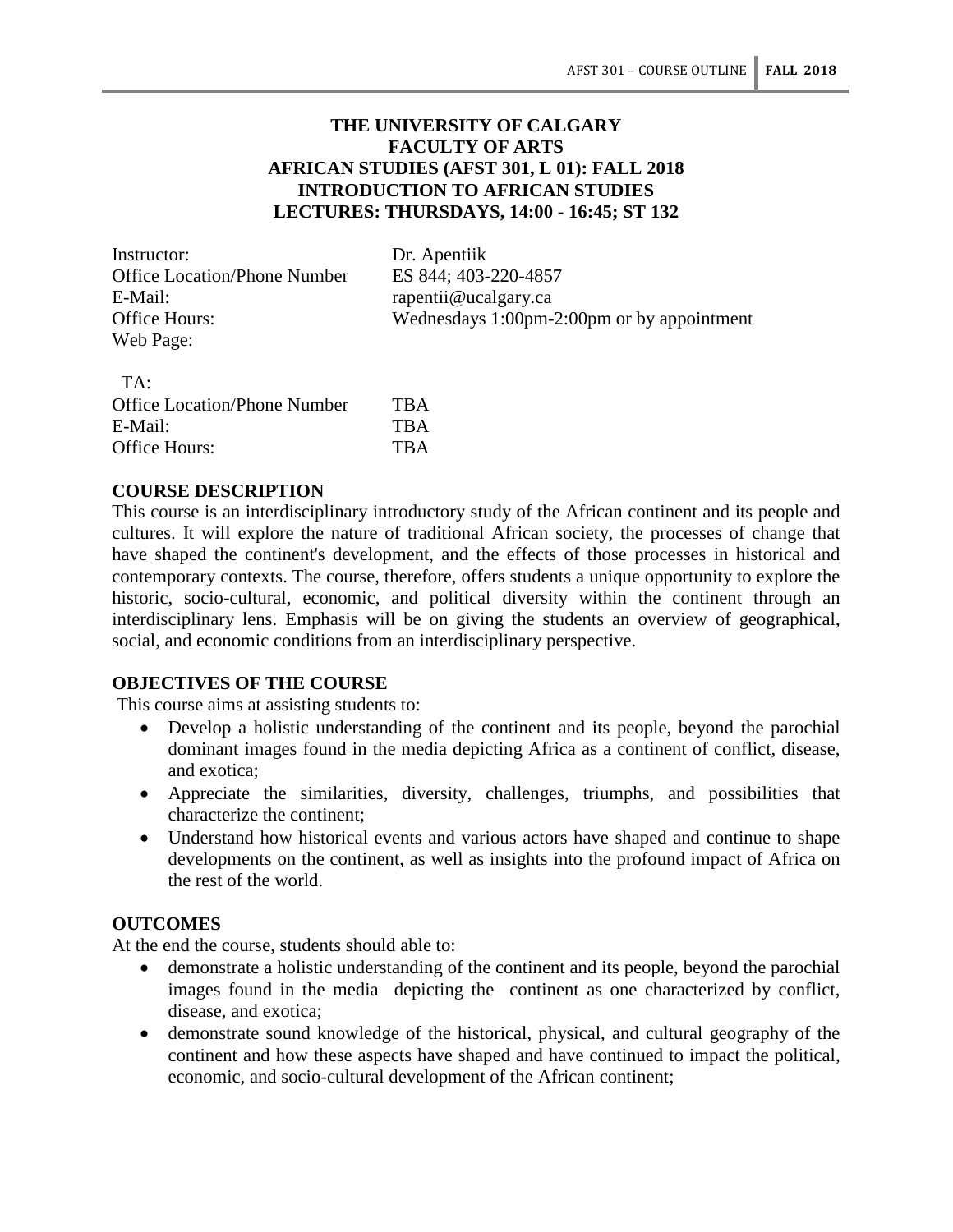**THE UNIVERSITY OF CALGARY**
**FACULTY OF ARTS**
**AFRICAN STUDIES (AFST 301, L 01): FALL 2018**
**INTRODUCTION TO AFRICAN STUDIES**
**LECTURES: THURSDAYS, 14:00 - 16:45; ST 132**

| | |
|---|---|
| Instructor: | Dr. Apentiik |
| Office Location/Phone Number | ES 844; 403-220-4857 |
| E-Mail: | rapentii@ucalgary.ca |
| Office Hours: | Wednesdays 1:00pm-2:00pm or by appointment |
| Web Page: | |

| | |
|---|---|
| TA: | |
| Office Location/Phone Number | TBA |
| E-Mail: | TBA |
| Office Hours: | TBA |

## COURSE DESCRIPTION

This course is an interdisciplinary introductory study of the African continent and its people and cultures. It will explore the nature of traditional African society, the processes of change that have shaped the continent's development, and the effects of those processes in historical and contemporary contexts. The course, therefore, offers students a unique opportunity to explore the historic, socio-cultural, economic, and political diversity within the continent through an interdisciplinary lens. Emphasis will be on giving the students an overview of geographical, social, and economic conditions from an interdisciplinary perspective.

## OBJECTIVES OF THE COURSE

This course aims at assisting students to:

- Develop a holistic understanding of the continent and its people, beyond the parochial dominant images found in the media depicting Africa as a continent of conflict, disease, and exotica;
- Appreciate the similarities, diversity, challenges, triumphs, and possibilities that characterize the continent;
- Understand how historical events and various actors have shaped and continue to shape developments on the continent, as well as insights into the profound impact of Africa on the rest of the world.

## OUTCOMES

At the end the course, students should able to:

- demonstrate a holistic understanding of the continent and its people, beyond the parochial images found in the media depicting the continent as one characterized by conflict, disease, and exotica;
- demonstrate sound knowledge of the historical, physical, and cultural geography of the continent and how these aspects have shaped and have continued to impact the political, economic, and socio-cultural development of the African continent;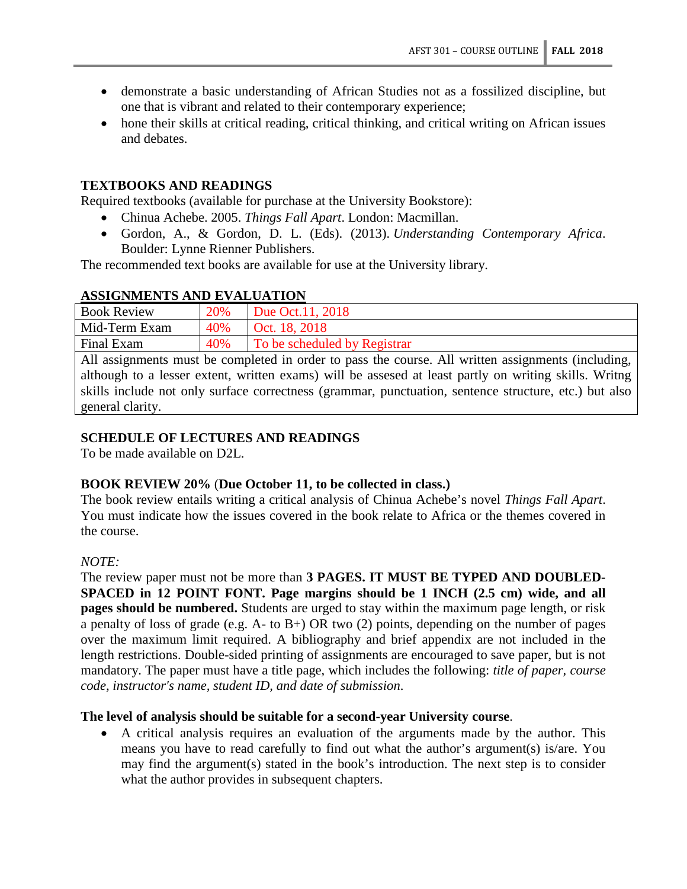- demonstrate a basic understanding of African Studies not as a fossilized discipline, but one that is vibrant and related to their contemporary experience;
- hone their skills at critical reading, critical thinking, and critical writing on African issues and debates.

### TEXTBOOKS AND READINGS

Required textbooks (available for purchase at the University Bookstore):

- Chinua Achebe. 2005. *Things Fall Apart*. London: Macmillan.
- Gordon, A., & Gordon, D. L. (Eds). (2013). *Understanding Contemporary Africa*. Boulder: Lynne Rienner Publishers.

The recommended text books are available for use at the University library.

### ASSIGNMENTS AND EVALUATION

| Book Review | 20% | Due Oct.11, 2018 |
|---|---|---|
| Mid-Term Exam | 40% | Oct. 18, 2018 |
| Final Exam | 40% | To be scheduled by Registrar |
| All assignments must be completed in order to pass the course. All written assignments (including, although to a lesser extent, written exams) will be assesed at least partly on writing skills. Writng skills include not only surface correctness (grammar, punctuation, sentence structure, etc.) but also general clarity. | | |

### SCHEDULE OF LECTURES AND READINGS

To be made available on D2L.

### BOOK REVIEW 20% (Due October 11, to be collected in class.)

The book review entails writing a critical analysis of Chinua Achebe's novel *Things Fall Apart*. You must indicate how the issues covered in the book relate to Africa or the themes covered in the course.

*NOTE:*

The review paper must not be more than **3 PAGES. IT MUST BE TYPED AND DOUBLED-SPACED in 12 POINT FONT. Page margins should be 1 INCH (2.5 cm) wide, and all pages should be numbered.** Students are urged to stay within the maximum page length, or risk a penalty of loss of grade (e.g. A- to B+) OR two (2) points, depending on the number of pages over the maximum limit required. A bibliography and brief appendix are not included in the length restrictions. Double-sided printing of assignments are encouraged to save paper, but is not mandatory. The paper must have a title page, which includes the following: *title of paper, course code, instructor's name, student ID, and date of submission*.

**The level of analysis should be suitable for a second-year University course**.

- A critical analysis requires an evaluation of the arguments made by the author. This means you have to read carefully to find out what the author's argument(s) is/are. You may find the argument(s) stated in the book's introduction. The next step is to consider what the author provides in subsequent chapters.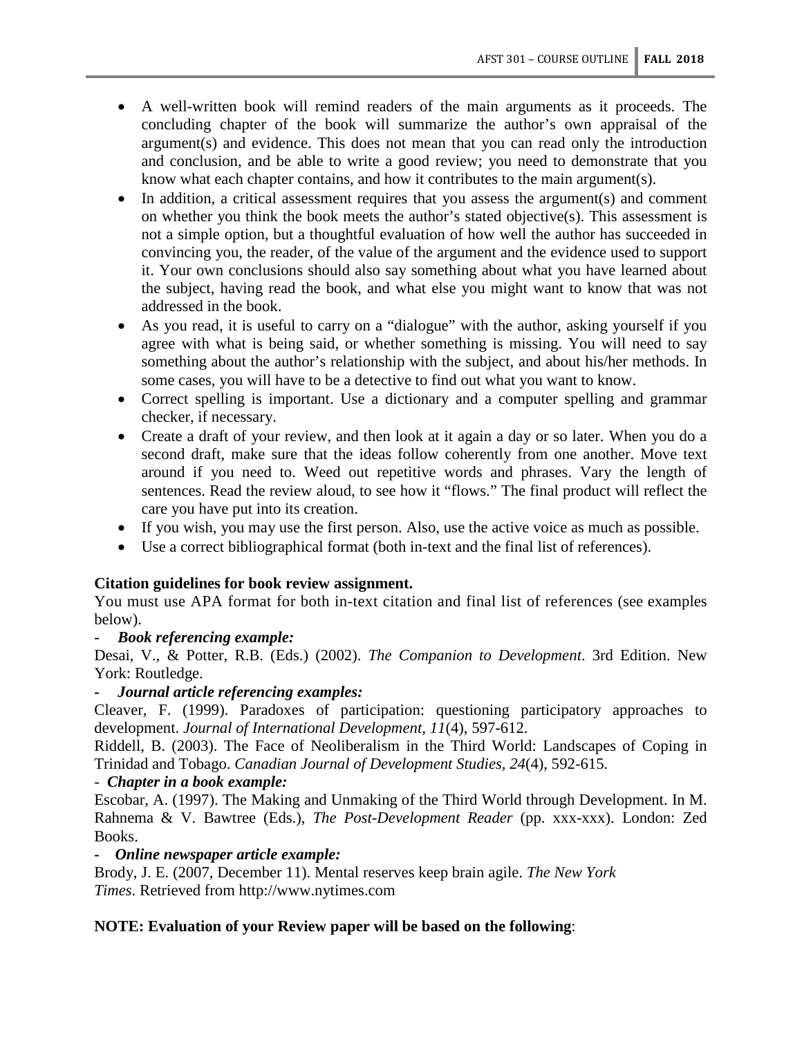- A well-written book will remind readers of the main arguments as it proceeds. The concluding chapter of the book will summarize the author's own appraisal of the argument(s) and evidence. This does not mean that you can read only the introduction and conclusion, and be able to write a good review; you need to demonstrate that you know what each chapter contains, and how it contributes to the main argument(s).
- In addition, a critical assessment requires that you assess the argument(s) and comment on whether you think the book meets the author's stated objective(s). This assessment is not a simple option, but a thoughtful evaluation of how well the author has succeeded in convincing you, the reader, of the value of the argument and the evidence used to support it. Your own conclusions should also say something about what you have learned about the subject, having read the book, and what else you might want to know that was not addressed in the book.
- As you read, it is useful to carry on a "dialogue" with the author, asking yourself if you agree with what is being said, or whether something is missing. You will need to say something about the author's relationship with the subject, and about his/her methods. In some cases, you will have to be a detective to find out what you want to know.
- Correct spelling is important. Use a dictionary and a computer spelling and grammar checker, if necessary.
- Create a draft of your review, and then look at it again a day or so later. When you do a second draft, make sure that the ideas follow coherently from one another. Move text around if you need to. Weed out repetitive words and phrases. Vary the length of sentences. Read the review aloud, to see how it "flows." The final product will reflect the care you have put into its creation.
- If you wish, you may use the first person. Also, use the active voice as much as possible.
- Use a correct bibliographical format (both in-text and the final list of references).

**Citation guidelines for book review assignment.**

You must use APA format for both in-text citation and final list of references (see examples below).

- ***Book referencing example:***

Desai, V., & Potter, R.B. (Eds.) (2002). *The Companion to Development*. 3rd Edition. New York: Routledge.

- ***Journal article referencing examples:***

Cleaver, F. (1999). Paradoxes of participation: questioning participatory approaches to development. *Journal of International Development, 11*(4), 597-612.

Riddell, B. (2003). The Face of Neoliberalism in the Third World: Landscapes of Coping in Trinidad and Tobago. *Canadian Journal of Development Studies, 24*(4), 592-615.

- ***Chapter in a book example:***

Escobar, A. (1997). The Making and Unmaking of the Third World through Development. In M. Rahnema & V. Bawtree (Eds.), *The Post-Development Reader* (pp. xxx-xxx). London: Zed Books.

- ***Online newspaper article example:***

Brody, J. E. (2007, December 11). Mental reserves keep brain agile. *The New York Times*. Retrieved from http://www.nytimes.com

**NOTE: Evaluation of your Review paper will be based on the following**: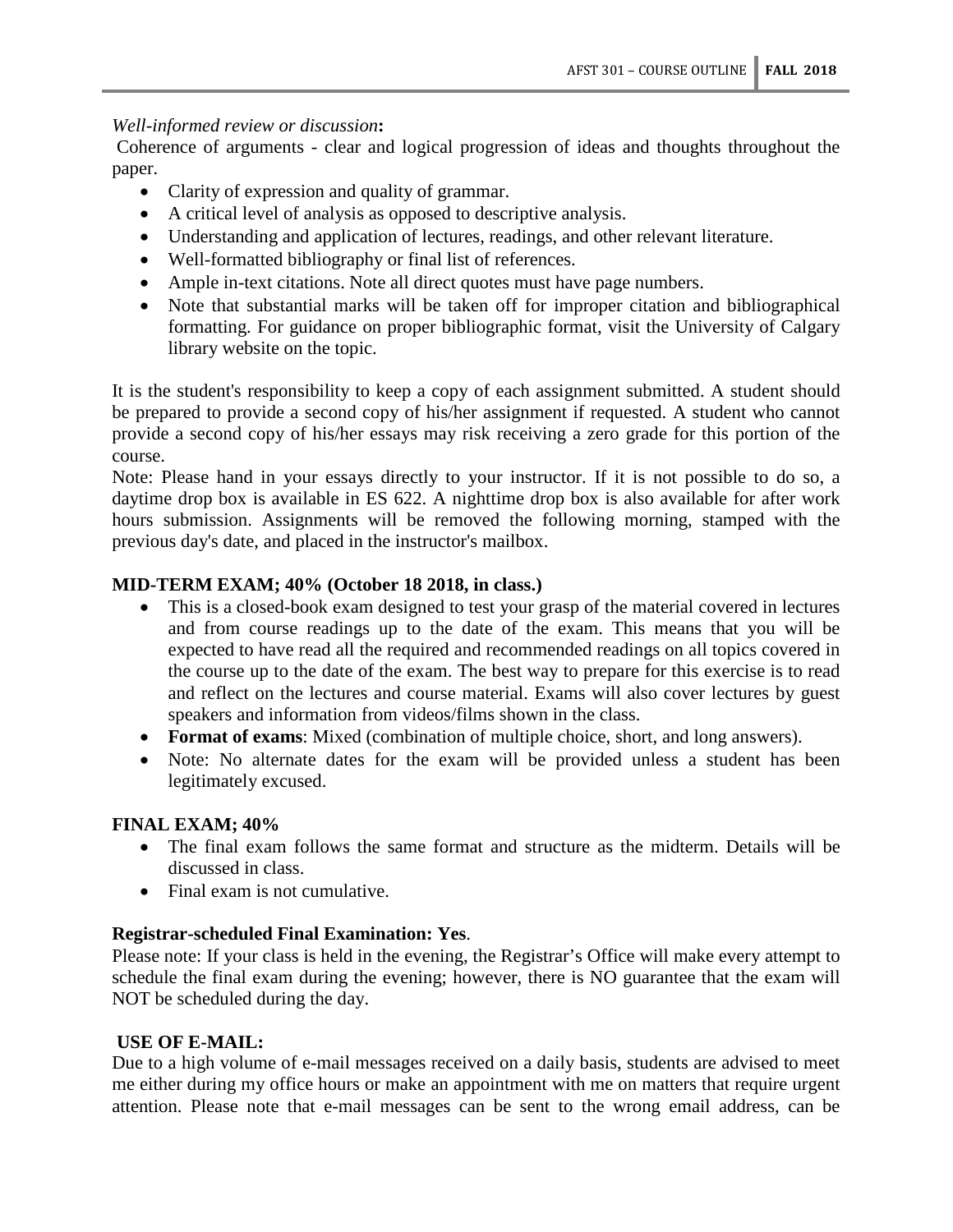*Well-informed review or discussion***:**

Coherence of arguments - clear and logical progression of ideas and thoughts throughout the paper.

- Clarity of expression and quality of grammar.
- A critical level of analysis as opposed to descriptive analysis.
- Understanding and application of lectures, readings, and other relevant literature.
- Well-formatted bibliography or final list of references.
- Ample in-text citations. Note all direct quotes must have page numbers.
- Note that substantial marks will be taken off for improper citation and bibliographical formatting. For guidance on proper bibliographic format, visit the University of Calgary library website on the topic.

It is the student's responsibility to keep a copy of each assignment submitted. A student should be prepared to provide a second copy of his/her assignment if requested. A student who cannot provide a second copy of his/her essays may risk receiving a zero grade for this portion of the course.

Note: Please hand in your essays directly to your instructor. If it is not possible to do so, a daytime drop box is available in ES 622. A nighttime drop box is also available for after work hours submission. Assignments will be removed the following morning, stamped with the previous day's date, and placed in the instructor's mailbox.

**MID-TERM EXAM; 40% (October 18 2018, in class.)**

- This is a closed-book exam designed to test your grasp of the material covered in lectures and from course readings up to the date of the exam. This means that you will be expected to have read all the required and recommended readings on all topics covered in the course up to the date of the exam. The best way to prepare for this exercise is to read and reflect on the lectures and course material. Exams will also cover lectures by guest speakers and information from videos/films shown in the class.
- **Format of exams**: Mixed (combination of multiple choice, short, and long answers).
- Note: No alternate dates for the exam will be provided unless a student has been legitimately excused.

**FINAL EXAM; 40%**

- The final exam follows the same format and structure as the midterm. Details will be discussed in class.
- Final exam is not cumulative.

**Registrar-scheduled Final Examination: Yes**.

Please note: If your class is held in the evening, the Registrar's Office will make every attempt to schedule the final exam during the evening; however, there is NO guarantee that the exam will NOT be scheduled during the day.

**USE OF E-MAIL:**

Due to a high volume of e-mail messages received on a daily basis, students are advised to meet me either during my office hours or make an appointment with me on matters that require urgent attention. Please note that e-mail messages can be sent to the wrong email address, can be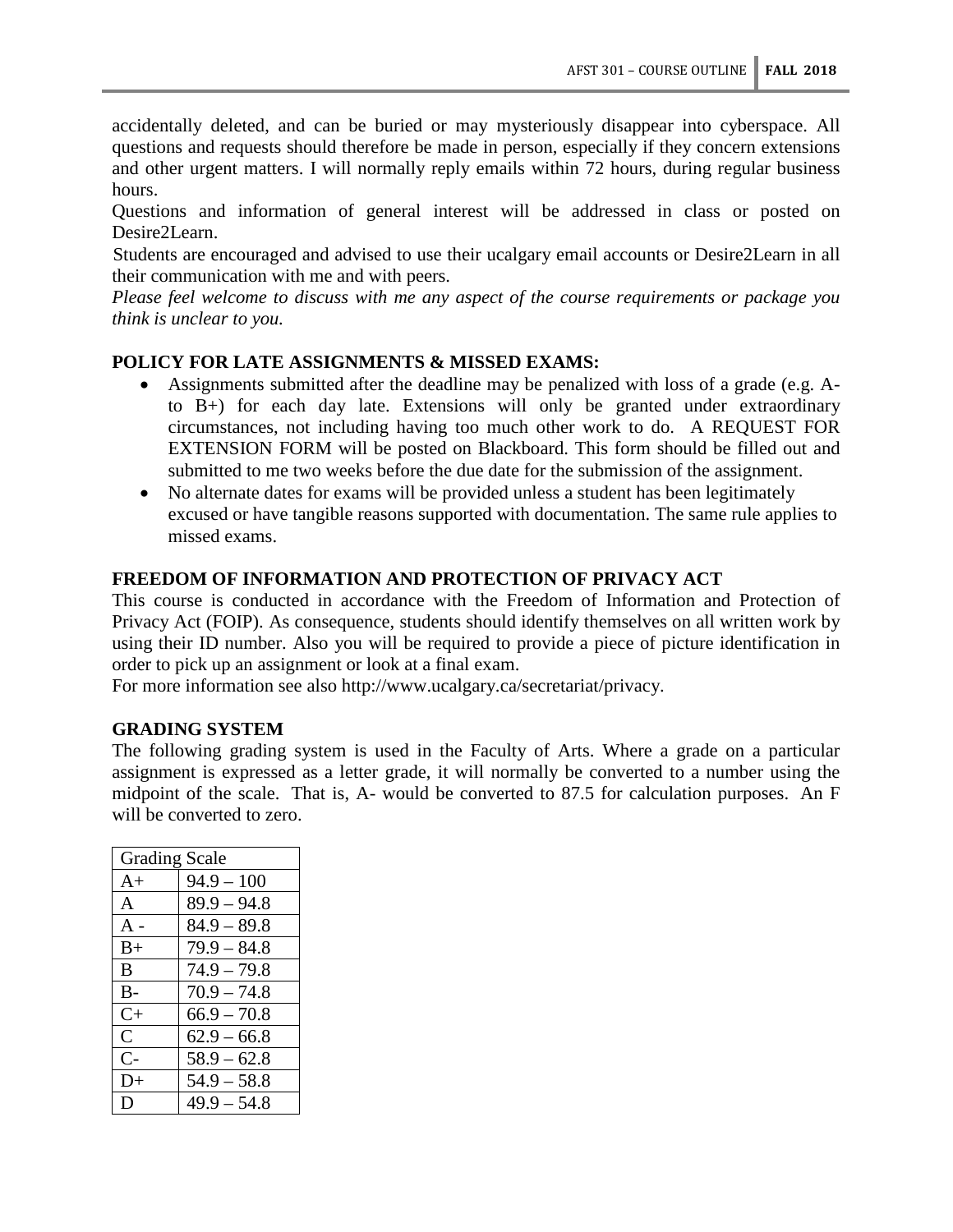accidentally deleted, and can be buried or may mysteriously disappear into cyberspace. All questions and requests should therefore be made in person, especially if they concern extensions and other urgent matters. I will normally reply emails within 72 hours, during regular business hours.

Questions and information of general interest will be addressed in class or posted on Desire2Learn.

Students are encouraged and advised to use their ucalgary email accounts or Desire2Learn in all their communication with me and with peers.

*Please feel welcome to discuss with me any aspect of the course requirements or package you think is unclear to you.*

**POLICY FOR LATE ASSIGNMENTS & MISSED EXAMS:**

- Assignments submitted after the deadline may be penalized with loss of a grade (e.g. A- to B+) for each day late. Extensions will only be granted under extraordinary circumstances, not including having too much other work to do. A REQUEST FOR EXTENSION FORM will be posted on Blackboard. This form should be filled out and submitted to me two weeks before the due date for the submission of the assignment.
- No alternate dates for exams will be provided unless a student has been legitimately excused or have tangible reasons supported with documentation. The same rule applies to missed exams.

**FREEDOM OF INFORMATION AND PROTECTION OF PRIVACY ACT**

This course is conducted in accordance with the Freedom of Information and Protection of Privacy Act (FOIP). As consequence, students should identify themselves on all written work by using their ID number. Also you will be required to provide a piece of picture identification in order to pick up an assignment or look at a final exam.

For more information see also http://www.ucalgary.ca/secretariat/privacy.

**GRADING SYSTEM**

The following grading system is used in the Faculty of Arts. Where a grade on a particular assignment is expressed as a letter grade, it will normally be converted to a number using the midpoint of the scale. That is, A- would be converted to 87.5 for calculation purposes. An F will be converted to zero.

| Grading Scale | |
|---|---|
| A+ | 94.9 – 100 |
| A | 89.9 – 94.8 |
| A - | 84.9 – 89.8 |
| B+ | 79.9 – 84.8 |
| B | 74.9 – 79.8 |
| B- | 70.9 – 74.8 |
| C+ | 66.9 – 70.8 |
| C | 62.9 – 66.8 |
| C- | 58.9 – 62.8 |
| D+ | 54.9 – 58.8 |
| D | 49.9 – 54.8 |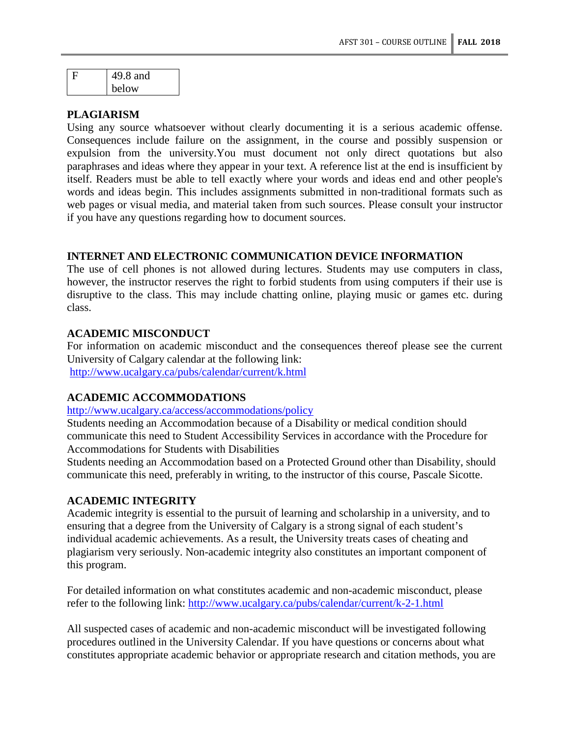| F | 49.8 and below |
|---|---|

**PLAGIARISM**

Using any source whatsoever without clearly documenting it is a serious academic offense. Consequences include failure on the assignment, in the course and possibly suspension or expulsion from the university.You must document not only direct quotations but also paraphrases and ideas where they appear in your text. A reference list at the end is insufficient by itself. Readers must be able to tell exactly where your words and ideas end and other people's words and ideas begin. This includes assignments submitted in non-traditional formats such as web pages or visual media, and material taken from such sources. Please consult your instructor if you have any questions regarding how to document sources.

**INTERNET AND ELECTRONIC COMMUNICATION DEVICE INFORMATION**

The use of cell phones is not allowed during lectures. Students may use computers in class, however, the instructor reserves the right to forbid students from using computers if their use is disruptive to the class. This may include chatting online, playing music or games etc. during class.

**ACADEMIC MISCONDUCT**

For information on academic misconduct and the consequences thereof please see the current University of Calgary calendar at the following link:
http://www.ucalgary.ca/pubs/calendar/current/k.html

**ACADEMIC ACCOMMODATIONS**

http://www.ucalgary.ca/access/accommodations/policy

Students needing an Accommodation because of a Disability or medical condition should communicate this need to Student Accessibility Services in accordance with the Procedure for Accommodations for Students with Disabilities

Students needing an Accommodation based on a Protected Ground other than Disability, should communicate this need, preferably in writing, to the instructor of this course, Pascale Sicotte.

**ACADEMIC INTEGRITY**

Academic integrity is essential to the pursuit of learning and scholarship in a university, and to ensuring that a degree from the University of Calgary is a strong signal of each student's individual academic achievements. As a result, the University treats cases of cheating and plagiarism very seriously. Non-academic integrity also constitutes an important component of this program.

For detailed information on what constitutes academic and non-academic misconduct, please refer to the following link: http://www.ucalgary.ca/pubs/calendar/current/k-2-1.html

All suspected cases of academic and non-academic misconduct will be investigated following procedures outlined in the University Calendar. If you have questions or concerns about what constitutes appropriate academic behavior or appropriate research and citation methods, you are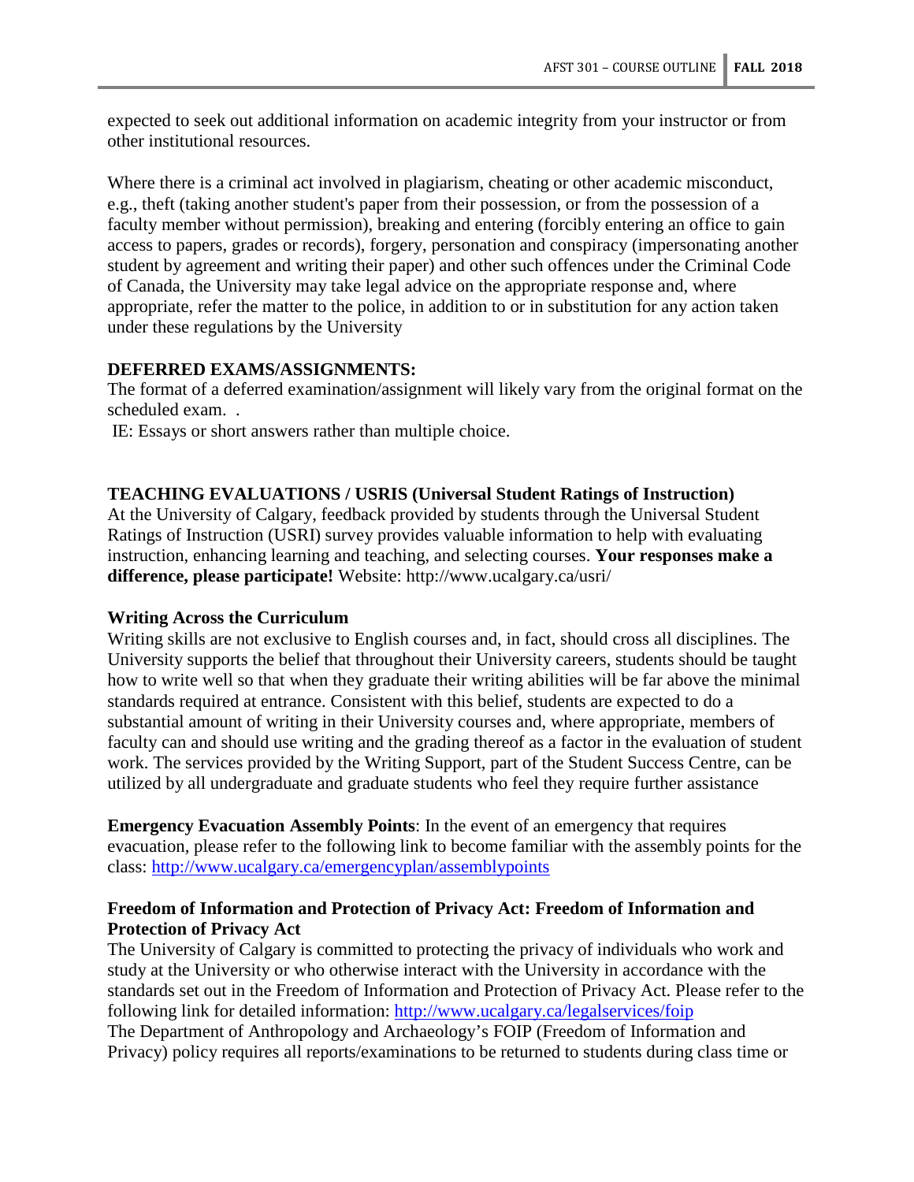expected to seek out additional information on academic integrity from your instructor or from other institutional resources.

Where there is a criminal act involved in plagiarism, cheating or other academic misconduct, e.g., theft (taking another student's paper from their possession, or from the possession of a faculty member without permission), breaking and entering (forcibly entering an office to gain access to papers, grades or records), forgery, personation and conspiracy (impersonating another student by agreement and writing their paper) and other such offences under the Criminal Code of Canada, the University may take legal advice on the appropriate response and, where appropriate, refer the matter to the police, in addition to or in substitution for any action taken under these regulations by the University

**DEFERRED EXAMS/ASSIGNMENTS:**
The format of a deferred examination/assignment will likely vary from the original format on the scheduled exam. .
IE: Essays or short answers rather than multiple choice.

**TEACHING EVALUATIONS / USRIS (Universal Student Ratings of Instruction)**
At the University of Calgary, feedback provided by students through the Universal Student Ratings of Instruction (USRI) survey provides valuable information to help with evaluating instruction, enhancing learning and teaching, and selecting courses. **Your responses make a difference, please participate!** Website: http://www.ucalgary.ca/usri/

**Writing Across the Curriculum**
Writing skills are not exclusive to English courses and, in fact, should cross all disciplines. The University supports the belief that throughout their University careers, students should be taught how to write well so that when they graduate their writing abilities will be far above the minimal standards required at entrance. Consistent with this belief, students are expected to do a substantial amount of writing in their University courses and, where appropriate, members of faculty can and should use writing and the grading thereof as a factor in the evaluation of student work. The services provided by the Writing Support, part of the Student Success Centre, can be utilized by all undergraduate and graduate students who feel they require further assistance

**Emergency Evacuation Assembly Points**: In the event of an emergency that requires evacuation, please refer to the following link to become familiar with the assembly points for the class: http://www.ucalgary.ca/emergencyplan/assemblypoints

**Freedom of Information and Protection of Privacy Act: Freedom of Information and Protection of Privacy Act**
The University of Calgary is committed to protecting the privacy of individuals who work and study at the University or who otherwise interact with the University in accordance with the standards set out in the Freedom of Information and Protection of Privacy Act. Please refer to the following link for detailed information: http://www.ucalgary.ca/legalservices/foip
The Department of Anthropology and Archaeology's FOIP (Freedom of Information and Privacy) policy requires all reports/examinations to be returned to students during class time or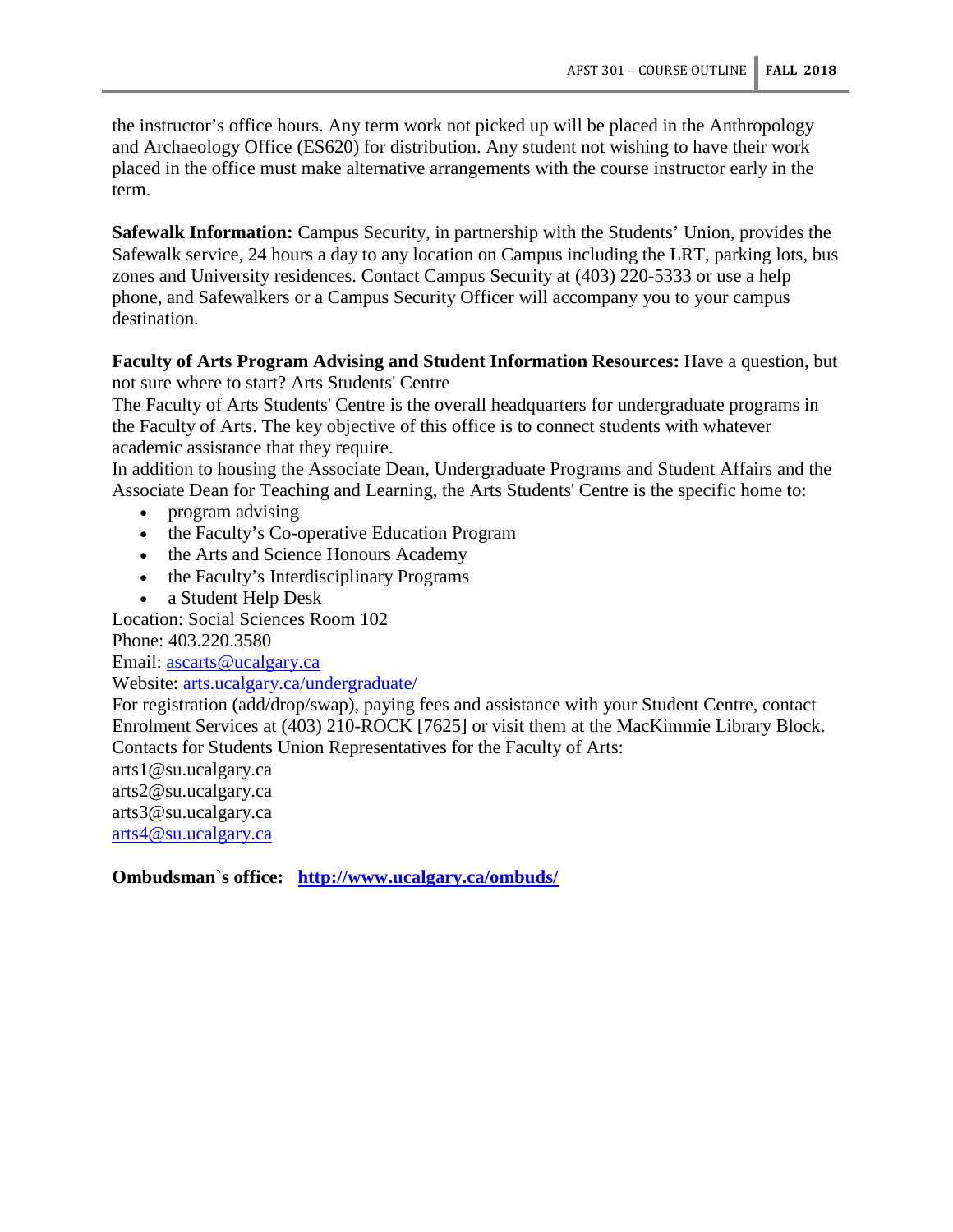the instructor's office hours. Any term work not picked up will be placed in the Anthropology and Archaeology Office (ES620) for distribution. Any student not wishing to have their work placed in the office must make alternative arrangements with the course instructor early in the term.

**Safewalk Information:** Campus Security, in partnership with the Students' Union, provides the Safewalk service, 24 hours a day to any location on Campus including the LRT, parking lots, bus zones and University residences. Contact Campus Security at (403) 220-5333 or use a help phone, and Safewalkers or a Campus Security Officer will accompany you to your campus destination.

**Faculty of Arts Program Advising and Student Information Resources:** Have a question, but not sure where to start? Arts Students' Centre

The Faculty of Arts Students' Centre is the overall headquarters for undergraduate programs in the Faculty of Arts. The key objective of this office is to connect students with whatever academic assistance that they require.

In addition to housing the Associate Dean, Undergraduate Programs and Student Affairs and the Associate Dean for Teaching and Learning, the Arts Students' Centre is the specific home to:

- program advising
- the Faculty's Co-operative Education Program
- the Arts and Science Honours Academy
- the Faculty's Interdisciplinary Programs
- a Student Help Desk

Location: Social Sciences Room 102
Phone: 403.220.3580
Email: ascarts@ucalgary.ca
Website: arts.ucalgary.ca/undergraduate/
For registration (add/drop/swap), paying fees and assistance with your Student Centre, contact Enrolment Services at (403) 210-ROCK [7625] or visit them at the MacKimmie Library Block.
Contacts for Students Union Representatives for the Faculty of Arts:
arts1@su.ucalgary.ca
arts2@su.ucalgary.ca
arts3@su.ucalgary.ca
arts4@su.ucalgary.ca

**Ombudsman`s office: http://www.ucalgary.ca/ombuds/**